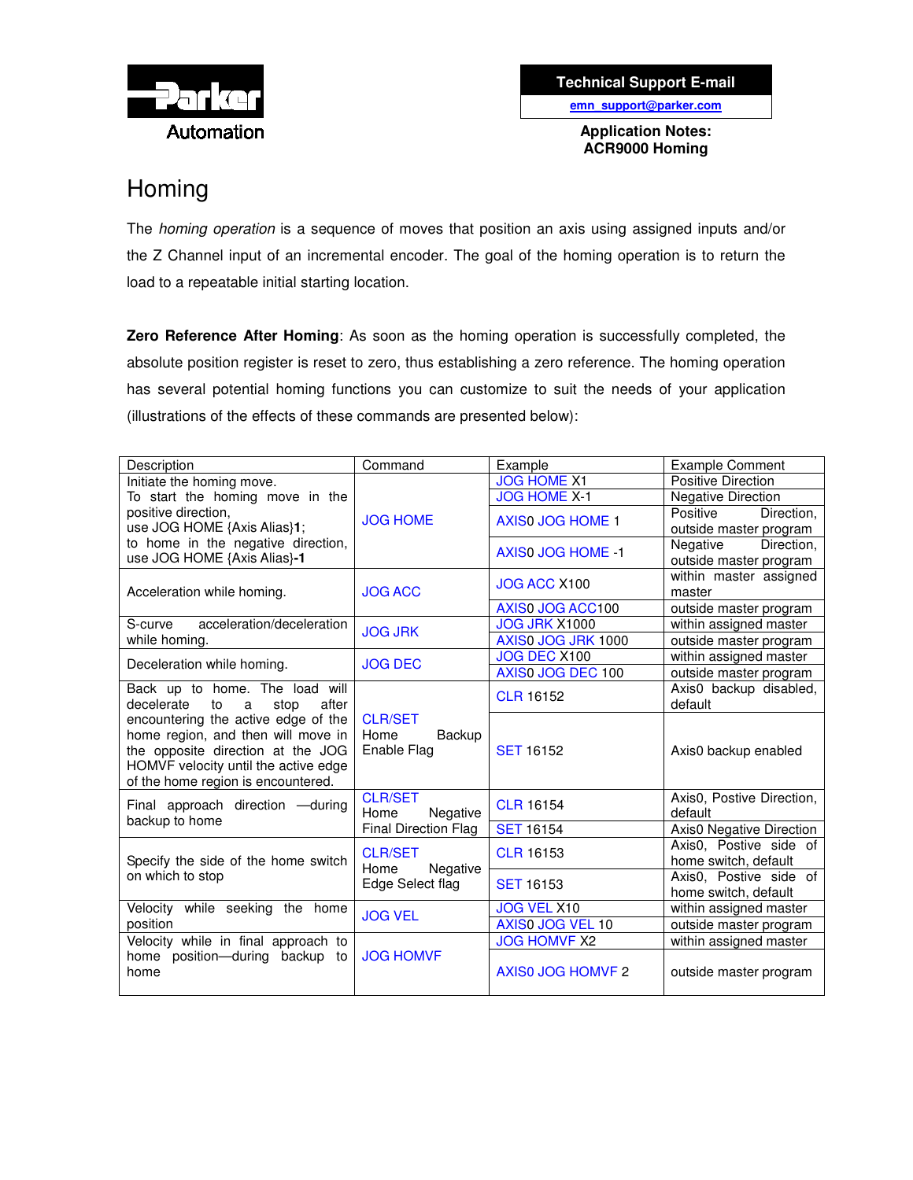Parker Automation

**Technical Support E-mail**
emn_support@parker.com

**Application Notes:**
**ACR9000 Homing**

# Homing

The *homing operation* is a sequence of moves that position an axis using assigned inputs and/or the Z Channel input of an incremental encoder. The goal of the homing operation is to return the load to a repeatable initial starting location.

**Zero Reference After Homing**: As soon as the homing operation is successfully completed, the absolute position register is reset to zero, thus establishing a zero reference. The homing operation has several potential homing functions you can customize to suit the needs of your application (illustrations of the effects of these commands are presented below):

| Description | Command | Example | Example Comment |
|---|---|---|---|
| Initiate the homing move. To start the homing move in the positive direction, use JOG HOME {Axis Alias}**1**; to home in the negative direction, use JOG HOME {Axis Alias}**-1** | JOG HOME | JOG HOME X1 | Positive Direction |
| | | JOG HOME X-1 | Negative Direction |
| | | AXIS0 JOG HOME 1 | Positive Direction, outside master program |
| | | AXIS0 JOG HOME -1 | Negative Direction, outside master program |
| Acceleration while homing. | JOG ACC | JOG ACC X100 | within master assigned master |
| | | AXIS0 JOG ACC100 | outside master program |
| S-curve acceleration/deceleration while homing. | JOG JRK | JOG JRK X1000 | within assigned master |
| | | AXIS0 JOG JRK 1000 | outside master program |
| Deceleration while homing. | JOG DEC | JOG DEC X100 | within assigned master |
| | | AXIS0 JOG DEC 100 | outside master program |
| Back up to home. The load will decelerate to a stop after encountering the active edge of the home region, and then will move in the opposite direction at the JOG HOMVF velocity until the active edge of the home region is encountered. | CLR/SET Home Backup Enable Flag | CLR 16152 | Axis0 backup disabled, default |
| | | SET 16152 | Axis0 backup enabled |
| Final approach direction —during backup to home | CLR/SET Home Negative Final Direction Flag | CLR 16154 | Axis0, Postive Direction, default |
| | | SET 16154 | Axis0 Negative Direction |
| Specify the side of the home switch on which to stop | CLR/SET Home Negative Edge Select flag | CLR 16153 | Axis0, Postive side of home switch, default |
| | | SET 16153 | Axis0, Postive side of home switch, default |
| Velocity while seeking the home position | JOG VEL | JOG VEL X10 | within assigned master |
| | | AXIS0 JOG VEL 10 | outside master program |
| Velocity while in final approach to home position—during backup to home | JOG HOMVF | JOG HOMVF X2 | within assigned master |
| | | AXIS0 JOG HOMVF 2 | outside master program |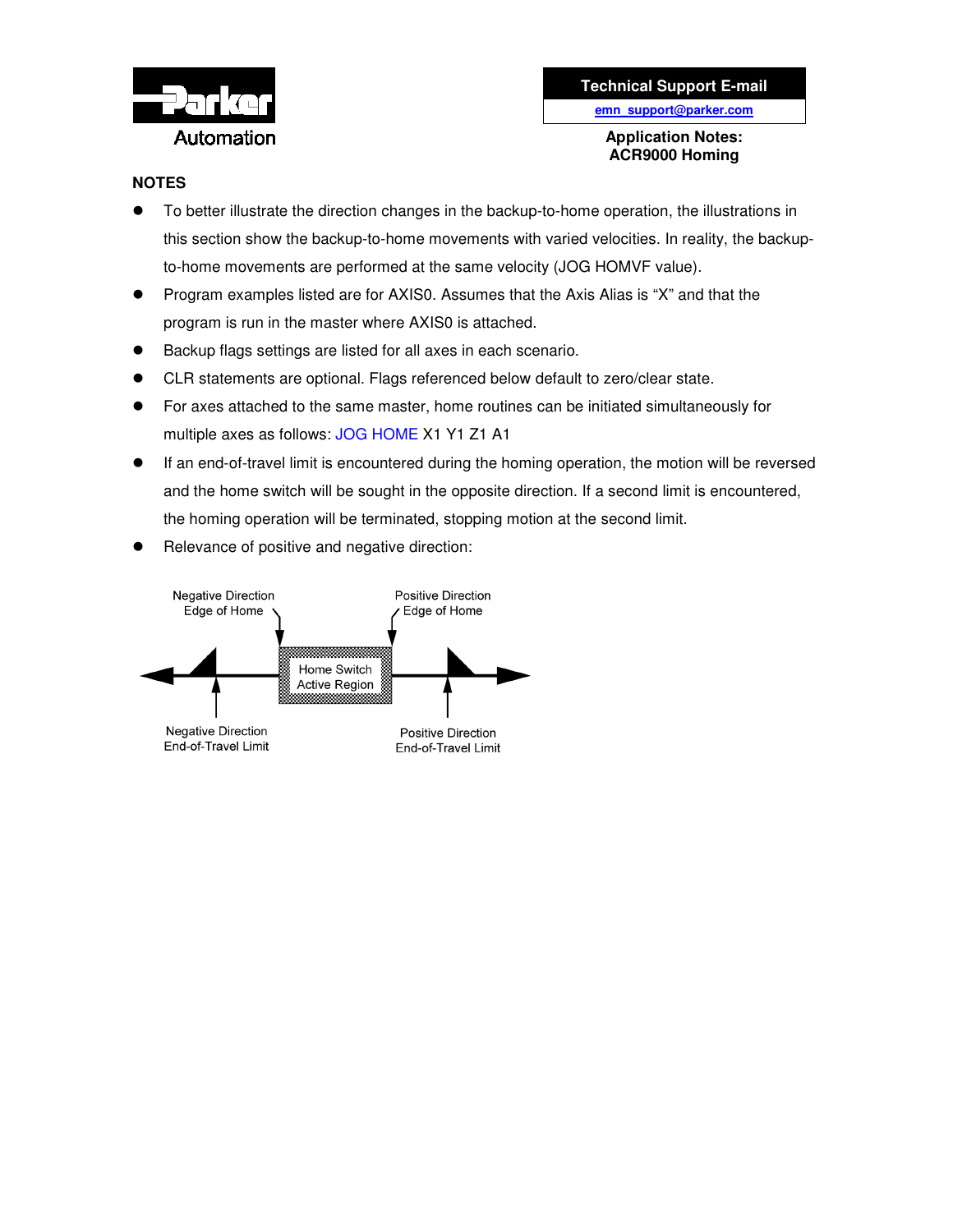## NOTES

- To better illustrate the direction changes in the backup-to-home operation, the illustrations in this section show the backup-to-home movements with varied velocities. In reality, the backup-to-home movements are performed at the same velocity (JOG HOMVF value).
- Program examples listed are for AXIS0. Assumes that the Axis Alias is "X" and that the program is run in the master where AXIS0 is attached.
- Backup flags settings are listed for all axes in each scenario.
- CLR statements are optional. Flags referenced below default to zero/clear state.
- For axes attached to the same master, home routines can be initiated simultaneously for multiple axes as follows: JOG HOME X1 Y1 Z1 A1
- If an end-of-travel limit is encountered during the homing operation, the motion will be reversed and the home switch will be sought in the opposite direction. If a second limit is encountered, the homing operation will be terminated, stopping motion at the second limit.
- Relevance of positive and negative direction:

Negative Direction Edge of Home

Positive Direction Edge of Home

Home Switch Active Region

Negative Direction End-of-Travel Limit

Positive Direction End-of-Travel Limit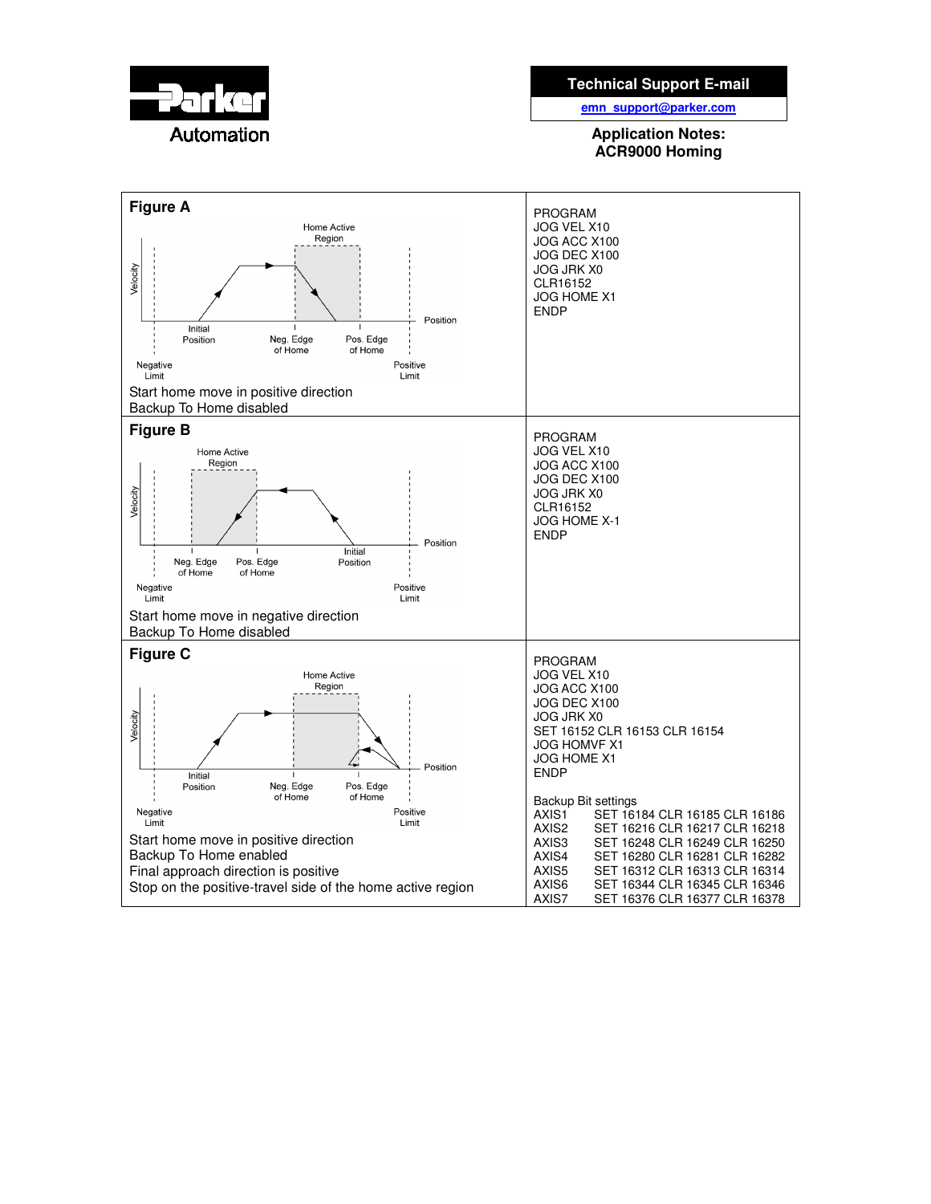## Figure A

Start home move in positive direction
Backup To Home disabled

```
PROGRAM
JOG VEL X10
JOG ACC X100
JOG DEC X100
JOG JRK X0
CLR16152
JOG HOME X1
ENDP
```

## Figure B

Start home move in negative direction
Backup To Home disabled

```
PROGRAM
JOG VEL X10
JOG ACC X100
JOG DEC X100
JOG JRK X0
CLR16152
JOG HOME X-1
ENDP
```

## Figure C

Start home move in positive direction
Backup To Home enabled
Final approach direction is positive
Stop on the positive-travel side of the home active region

```
PROGRAM
JOG VEL X10
JOG ACC X100
JOG DEC X100
JOG JRK X0
SET 16152 CLR 16153 CLR 16154
JOG HOMVF X1
JOG HOME X1
ENDP
```

Backup Bit settings

| Axis | Settings |
|---|---|
| AXIS1 | SET 16184 CLR 16185 CLR 16186 |
| AXIS2 | SET 16216 CLR 16217 CLR 16218 |
| AXIS3 | SET 16248 CLR 16249 CLR 16250 |
| AXIS4 | SET 16280 CLR 16281 CLR 16282 |
| AXIS5 | SET 16312 CLR 16313 CLR 16314 |
| AXIS6 | SET 16344 CLR 16345 CLR 16346 |
| AXIS7 | SET 16376 CLR 16377 CLR 16378 |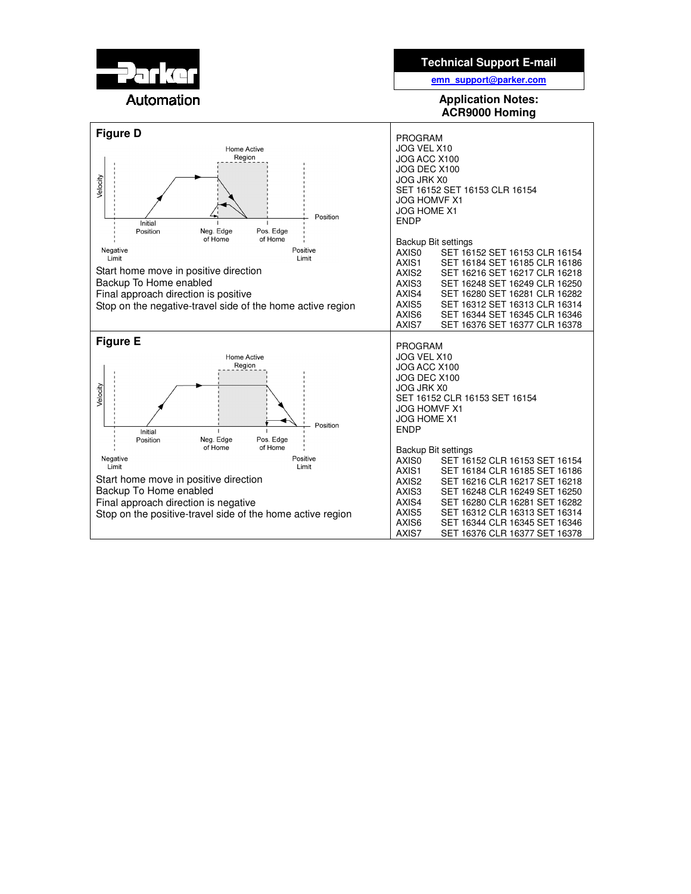## Figure D

Start home move in positive direction
Backup To Home enabled
Final approach direction is positive
Stop on the negative-travel side of the home active region

```
PROGRAM
JOG VEL X10
JOG ACC X100
JOG DEC X100
JOG JRK X0
SET 16152 SET 16153 CLR 16154
JOG HOMVF X1
JOG HOME X1
ENDP
```

Backup Bit settings

| | |
|---|---|
| AXIS0 | SET 16152 SET 16153 CLR 16154 |
| AXIS1 | SET 16184 SET 16185 CLR 16186 |
| AXIS2 | SET 16216 SET 16217 CLR 16218 |
| AXIS3 | SET 16248 SET 16249 CLR 16250 |
| AXIS4 | SET 16280 SET 16281 CLR 16282 |
| AXIS5 | SET 16312 SET 16313 CLR 16314 |
| AXIS6 | SET 16344 SET 16345 CLR 16346 |
| AXIS7 | SET 16376 SET 16377 CLR 16378 |

## Figure E

Start home move in positive direction
Backup To Home enabled
Final approach direction is negative
Stop on the positive-travel side of the home active region

```
PROGRAM
JOG VEL X10
JOG ACC X100
JOG DEC X100
JOG JRK X0
SET 16152 CLR 16153 SET 16154
JOG HOMVF X1
JOG HOME X1
ENDP
```

Backup Bit settings

| | |
|---|---|
| AXIS0 | SET 16152 CLR 16153 SET 16154 |
| AXIS1 | SET 16184 CLR 16185 SET 16186 |
| AXIS2 | SET 16216 CLR 16217 SET 16218 |
| AXIS3 | SET 16248 CLR 16249 SET 16250 |
| AXIS4 | SET 16280 CLR 16281 SET 16282 |
| AXIS5 | SET 16312 CLR 16313 SET 16314 |
| AXIS6 | SET 16344 CLR 16345 SET 16346 |
| AXIS7 | SET 16376 CLR 16377 SET 16378 |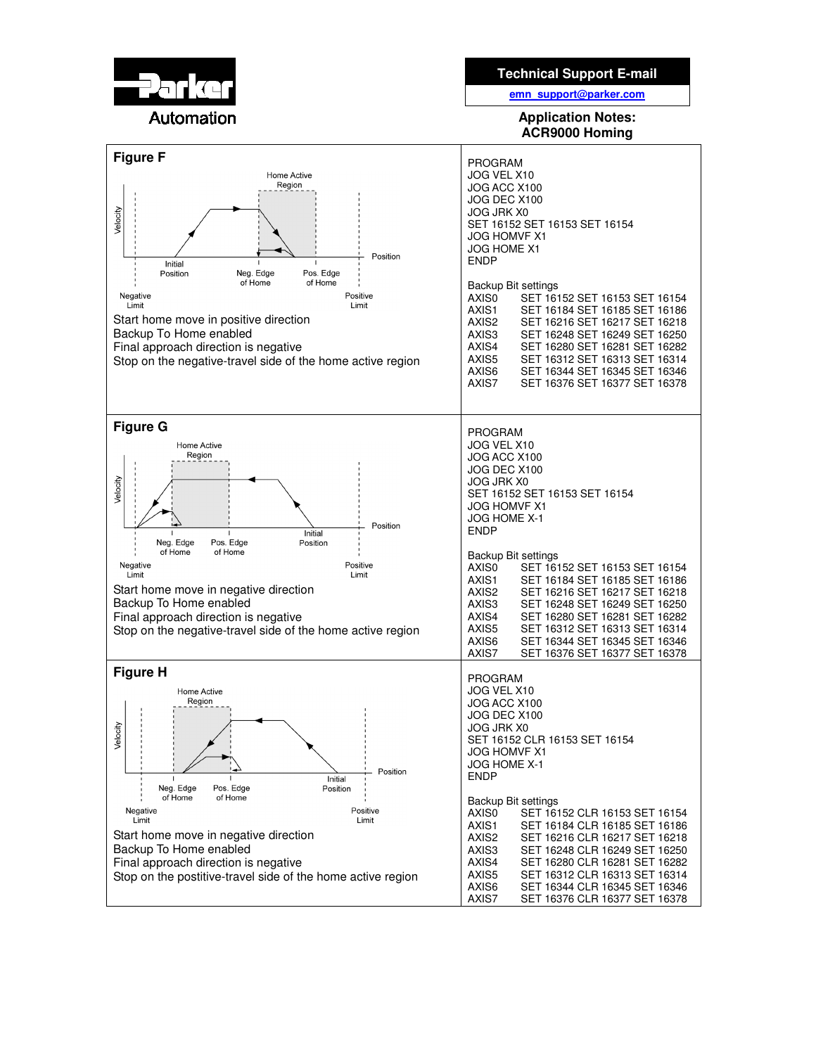**Technical Support E-mail**
emn_support@parker.com

**Application Notes:**
**ACR9000 Homing**

## Figure F

Home Active Region

Velocity

Position

Initial Position

Neg. Edge of Home

Pos. Edge of Home

Negative Limit

Positive Limit

Start home move in positive direction
Backup To Home enabled
Final approach direction is negative
Stop on the negative-travel side of the home active region

```
PROGRAM
JOG VEL X10
JOG ACC X100
JOG DEC X100
JOG JRK X0
SET 16152 SET 16153 SET 16154
JOG HOMVF X1
JOG HOME X1
ENDP
```

Backup Bit settings

| Axis | Settings |
|---|---|
| AXIS0 | SET 16152 SET 16153 SET 16154 |
| AXIS1 | SET 16184 SET 16185 SET 16186 |
| AXIS2 | SET 16216 SET 16217 SET 16218 |
| AXIS3 | SET 16248 SET 16249 SET 16250 |
| AXIS4 | SET 16280 SET 16281 SET 16282 |
| AXIS5 | SET 16312 SET 16313 SET 16314 |
| AXIS6 | SET 16344 SET 16345 SET 16346 |
| AXIS7 | SET 16376 SET 16377 SET 16378 |

## Figure G

Home Active Region

Velocity

Position

Neg. Edge of Home

Pos. Edge of Home

Initial Position

Negative Limit

Positive Limit

Start home move in negative direction
Backup To Home enabled
Final approach direction is negative
Stop on the negative-travel side of the home active region

```
PROGRAM
JOG VEL X10
JOG ACC X100
JOG DEC X100
JOG JRK X0
SET 16152 SET 16153 SET 16154
JOG HOMVF X1
JOG HOME X-1
ENDP
```

Backup Bit settings

| Axis | Settings |
|---|---|
| AXIS0 | SET 16152 SET 16153 SET 16154 |
| AXIS1 | SET 16184 SET 16185 SET 16186 |
| AXIS2 | SET 16216 SET 16217 SET 16218 |
| AXIS3 | SET 16248 SET 16249 SET 16250 |
| AXIS4 | SET 16280 SET 16281 SET 16282 |
| AXIS5 | SET 16312 SET 16313 SET 16314 |
| AXIS6 | SET 16344 SET 16345 SET 16346 |
| AXIS7 | SET 16376 SET 16377 SET 16378 |

## Figure H

Home Active Region

Velocity

Position

Neg. Edge of Home

Pos. Edge of Home

Initial Position

Negative Limit

Positive Limit

Start home move in negative direction
Backup To Home enabled
Final approach direction is negative
Stop on the postitive-travel side of the home active region

```
PROGRAM
JOG VEL X10
JOG ACC X100
JOG DEC X100
JOG JRK X0
SET 16152 CLR 16153 SET 16154
JOG HOMVF X1
JOG HOME X-1
ENDP
```

Backup Bit settings

| Axis | Settings |
|---|---|
| AXIS0 | SET 16152 CLR 16153 SET 16154 |
| AXIS1 | SET 16184 CLR 16185 SET 16186 |
| AXIS2 | SET 16216 CLR 16217 SET 16218 |
| AXIS3 | SET 16248 CLR 16249 SET 16250 |
| AXIS4 | SET 16280 CLR 16281 SET 16282 |
| AXIS5 | SET 16312 CLR 16313 SET 16314 |
| AXIS6 | SET 16344 CLR 16345 SET 16346 |
| AXIS7 | SET 16376 CLR 16377 SET 16378 |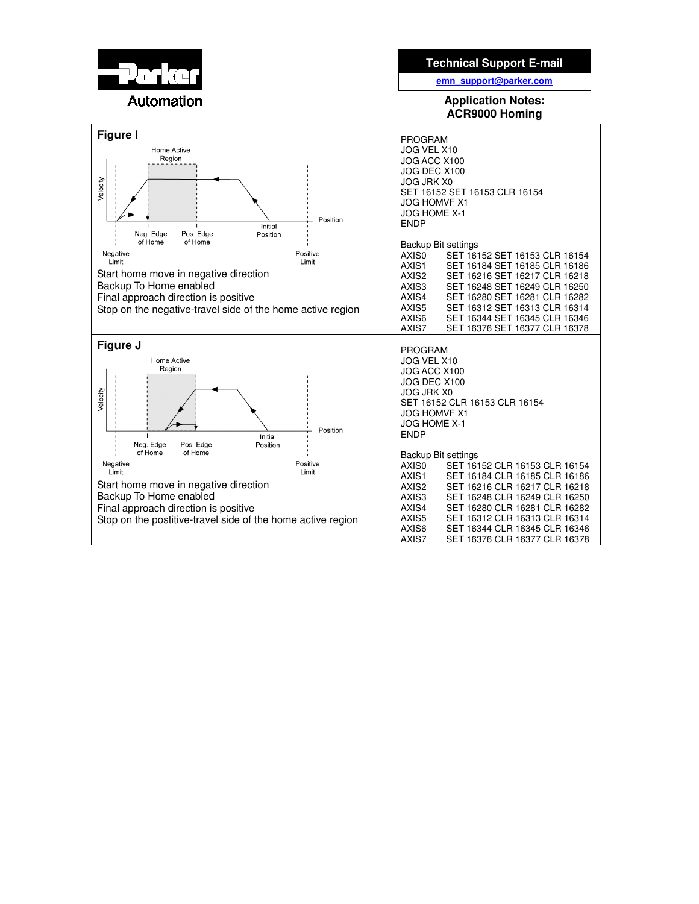**Technical Support E-mail**

emn_support@parker.com

**Application Notes:**
**ACR9000 Homing**

## Figure I

Home Active Region

Velocity

Position

Neg. Edge of Home | Pos. Edge of Home | Initial Position

Negative Limit | Positive Limit

Start home move in negative direction
Backup To Home enabled
Final approach direction is positive
Stop on the negative-travel side of the home active region

```
PROGRAM
JOG VEL X10
JOG ACC X100
JOG DEC X100
JOG JRK X0
SET 16152 SET 16153 CLR 16154
JOG HOMVF X1
JOG HOME X-1
ENDP
```

Backup Bit settings

| | |
|---|---|
| AXIS0 | SET 16152 SET 16153 CLR 16154 |
| AXIS1 | SET 16184 SET 16185 CLR 16186 |
| AXIS2 | SET 16216 SET 16217 CLR 16218 |
| AXIS3 | SET 16248 SET 16249 CLR 16250 |
| AXIS4 | SET 16280 SET 16281 CLR 16282 |
| AXIS5 | SET 16312 SET 16313 CLR 16314 |
| AXIS6 | SET 16344 SET 16345 CLR 16346 |
| AXIS7 | SET 16376 SET 16377 CLR 16378 |

## Figure J

Home Active Region

Velocity

Position

Neg. Edge of Home | Pos. Edge of Home | Initial Position

Negative Limit | Positive Limit

Start home move in negative direction
Backup To Home enabled
Final approach direction is positive
Stop on the postitive-travel side of the home active region

```
PROGRAM
JOG VEL X10
JOG ACC X100
JOG DEC X100
JOG JRK X0
SET 16152 CLR 16153 CLR 16154
JOG HOMVF X1
JOG HOME X-1
ENDP
```

Backup Bit settings

| | |
|---|---|
| AXIS0 | SET 16152 CLR 16153 CLR 16154 |
| AXIS1 | SET 16184 CLR 16185 CLR 16186 |
| AXIS2 | SET 16216 CLR 16217 CLR 16218 |
| AXIS3 | SET 16248 CLR 16249 CLR 16250 |
| AXIS4 | SET 16280 CLR 16281 CLR 16282 |
| AXIS5 | SET 16312 CLR 16313 CLR 16314 |
| AXIS6 | SET 16344 CLR 16345 CLR 16346 |
| AXIS7 | SET 16376 CLR 16377 CLR 16378 |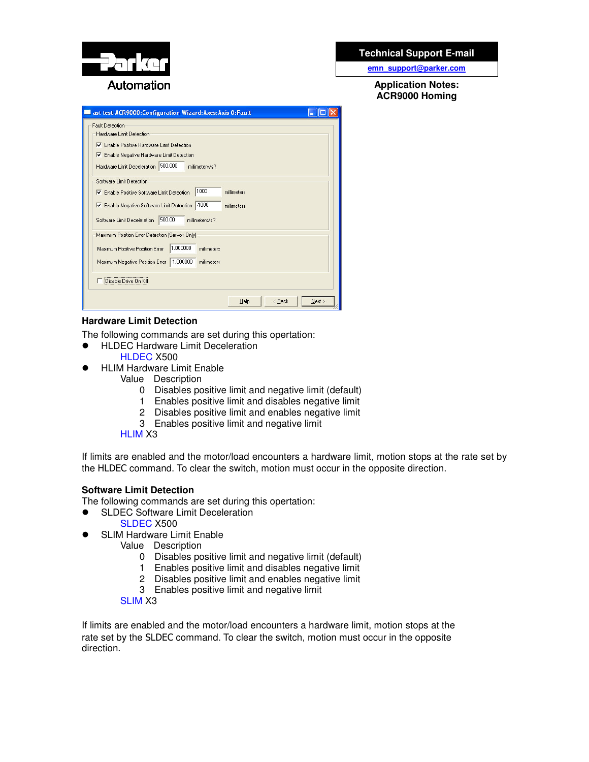## Hardware Limit Detection

The following commands are set during this opertation:

- HLDEC Hardware Limit Deceleration

  HLDEC X500

- HLIM Hardware Limit Enable

  | Value | Description |
  |---|---|
  | 0 | Disables positive limit and negative limit (default) |
  | 1 | Enables positive limit and disables negative limit |
  | 2 | Disables positive limit and enables negative limit |
  | 3 | Enables positive limit and negative limit |

  HLIM X3

If limits are enabled and the motor/load encounters a hardware limit, motion stops at the rate set by the HLDEC command. To clear the switch, motion must occur in the opposite direction.

## Software Limit Detection

The following commands are set during this opertation:

- SLDEC Software Limit Deceleration

  SLDEC X500

- SLIM Hardware Limit Enable

  | Value | Description |
  |---|---|
  | 0 | Disables positive limit and negative limit (default) |
  | 1 | Enables positive limit and disables negative limit |
  | 2 | Disables positive limit and enables negative limit |
  | 3 | Enables positive limit and negative limit |

  SLIM X3

If limits are enabled and the motor/load encounters a hardware limit, motion stops at the rate set by the SLDEC command. To clear the switch, motion must occur in the opposite direction.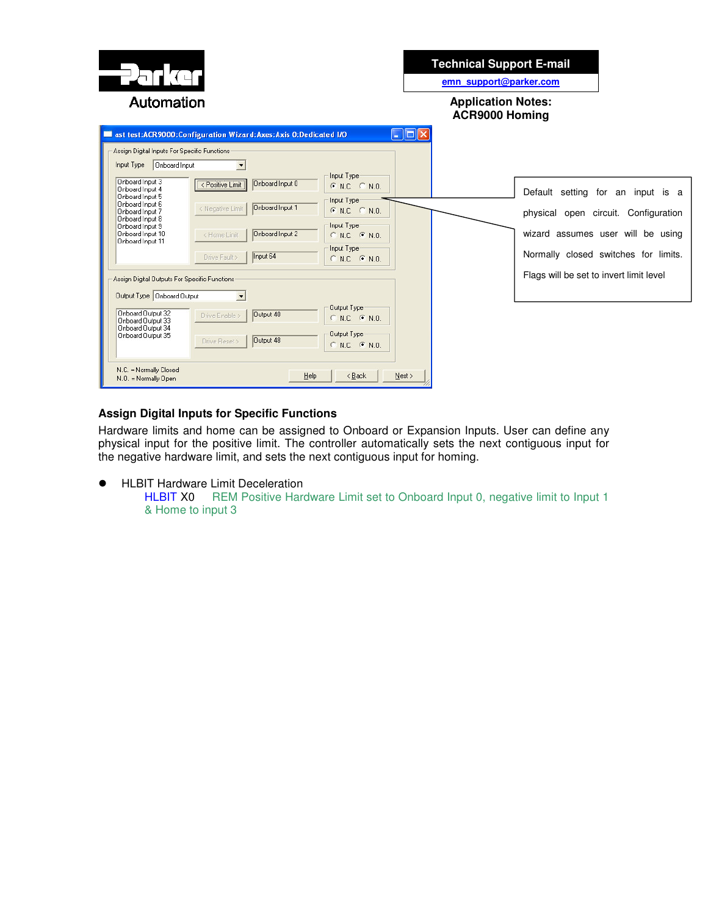Technical Support E-mail

emn_support@parker.com

**Application Notes:**
**ACR9000 Homing**

Default setting for an input is a physical open circuit. Configuration wizard assumes user will be using Normally closed switches for limits. Flags will be set to invert limit level

### Assign Digital Inputs for Specific Functions

Hardware limits and home can be assigned to Onboard or Expansion Inputs. User can define any physical input for the positive limit. The controller automatically sets the next contiguous input for the negative hardware limit, and sets the next contiguous input for homing.

- HLBIT Hardware Limit Deceleration

  HLBIT X0 REM Positive Hardware Limit set to Onboard Input 0, negative limit to Input 1 & Home to input 3